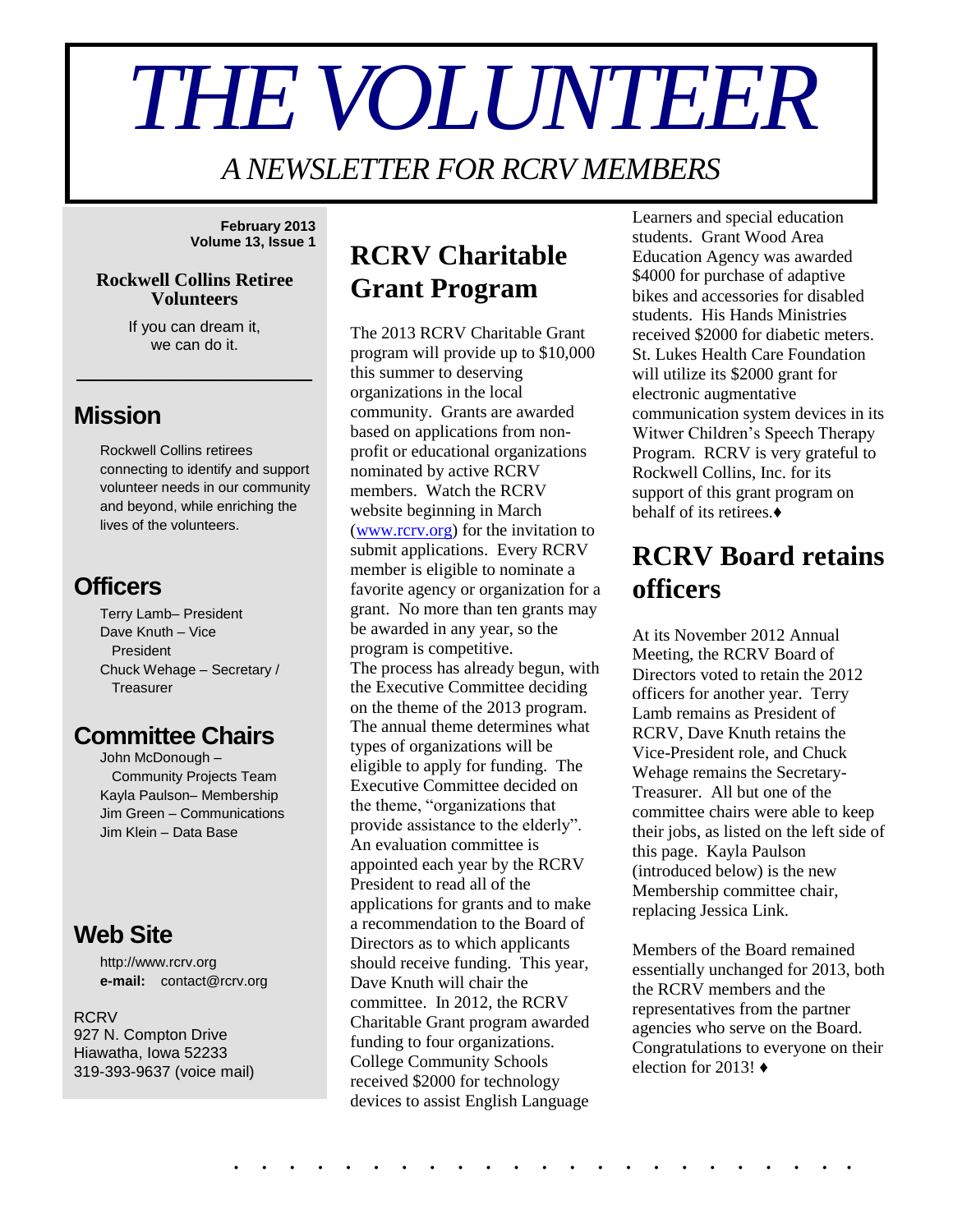# THE VOLUNTEER

*A NEWSLETTER FOR RCRV MEMBERS*

**February 2013**
**Volume 13, Issue 1**

**Rockwell Collins Retiree Volunteers**

If you can dream it, we can do it.

## Mission

Rockwell Collins retirees connecting to identify and support volunteer needs in our community and beyond, while enriching the lives of the volunteers.

## Officers

Terry Lamb– President
Dave Knuth – Vice President
Chuck Wehage – Secretary / Treasurer

## Committee Chairs

John McDonough – Community Projects Team
Kayla Paulson– Membership
Jim Green – Communications
Jim Klein – Data Base

## Web Site

http://www.rcrv.org
**e-mail:** contact@rcrv.org

RCRV
927 N. Compton Drive
Hiawatha, Iowa 52233
319-393-9637 (voice mail)

# RCRV Charitable Grant Program

The 2013 RCRV Charitable Grant program will provide up to $10,000 this summer to deserving organizations in the local community. Grants are awarded based on applications from non-profit or educational organizations nominated by active RCRV members. Watch the RCRV website beginning in March (www.rcrv.org) for the invitation to submit applications. Every RCRV member is eligible to nominate a favorite agency or organization for a grant. No more than ten grants may be awarded in any year, so the program is competitive.

The process has already begun, with the Executive Committee deciding on the theme of the 2013 program. The annual theme determines what types of organizations will be eligible to apply for funding. The Executive Committee decided on the theme, "organizations that provide assistance to the elderly". An evaluation committee is appointed each year by the RCRV President to read all of the applications for grants and to make a recommendation to the Board of Directors as to which applicants should receive funding. This year, Dave Knuth will chair the committee. In 2012, the RCRV Charitable Grant program awarded funding to four organizations. College Community Schools received $2000 for technology devices to assist English Language Learners and special education students. Grant Wood Area Education Agency was awarded $4000 for purchase of adaptive bikes and accessories for disabled students. His Hands Ministries received $2000 for diabetic meters. St. Lukes Health Care Foundation will utilize its $2000 grant for electronic augmentative communication system devices in its Witwer Children's Speech Therapy Program. RCRV is very grateful to Rockwell Collins, Inc. for its support of this grant program on behalf of its retirees.♦

# RCRV Board retains officers

At its November 2012 Annual Meeting, the RCRV Board of Directors voted to retain the 2012 officers for another year. Terry Lamb remains as President of RCRV, Dave Knuth retains the Vice-President role, and Chuck Wehage remains the Secretary-Treasurer. All but one of the committee chairs were able to keep their jobs, as listed on the left side of this page. Kayla Paulson (introduced below) is the new Membership committee chair, replacing Jessica Link.

Members of the Board remained essentially unchanged for 2013, both the RCRV members and the representatives from the partner agencies who serve on the Board. Congratulations to everyone on their election for 2013! ♦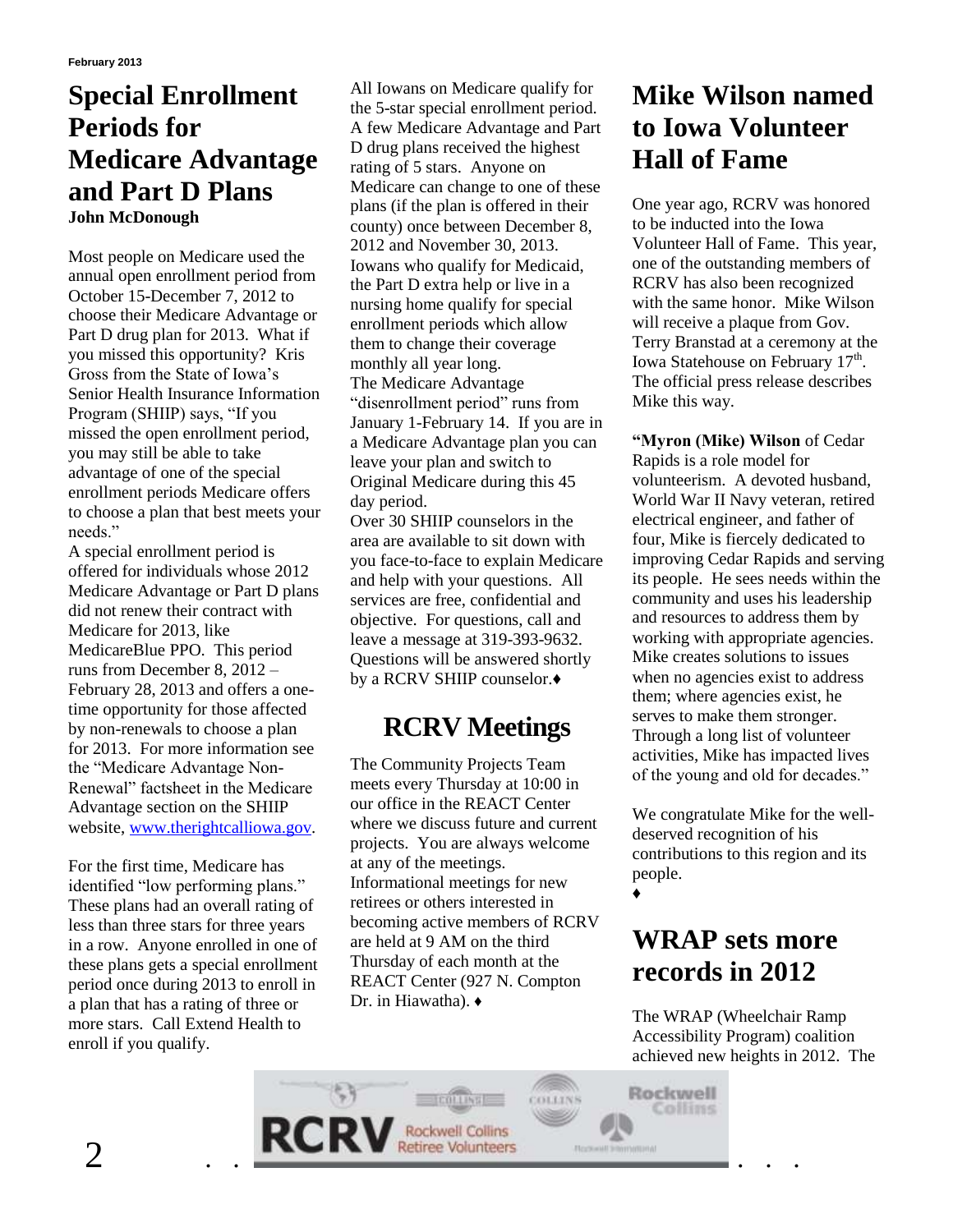## Special Enrollment Periods for Medicare Advantage and Part D Plans

**John McDonough**

Most people on Medicare used the annual open enrollment period from October 15-December 7, 2012 to choose their Medicare Advantage or Part D drug plan for 2013. What if you missed this opportunity? Kris Gross from the State of Iowa's Senior Health Insurance Information Program (SHIIP) says, "If you missed the open enrollment period, you may still be able to take advantage of one of the special enrollment periods Medicare offers to choose a plan that best meets your needs."

A special enrollment period is offered for individuals whose 2012 Medicare Advantage or Part D plans did not renew their contract with Medicare for 2013, like MedicareBlue PPO. This period runs from December 8, 2012 – February 28, 2013 and offers a one-time opportunity for those affected by non-renewals to choose a plan for 2013. For more information see the "Medicare Advantage Non-Renewal" factsheet in the Medicare Advantage section on the SHIIP website, www.therightcalliowa.gov.

For the first time, Medicare has identified "low performing plans." These plans had an overall rating of less than three stars for three years in a row. Anyone enrolled in one of these plans gets a special enrollment period once during 2013 to enroll in a plan that has a rating of three or more stars. Call Extend Health to enroll if you qualify.

All Iowans on Medicare qualify for the 5-star special enrollment period. A few Medicare Advantage and Part D drug plans received the highest rating of 5 stars. Anyone on Medicare can change to one of these plans (if the plan is offered in their county) once between December 8, 2012 and November 30, 2013.

Iowans who qualify for Medicaid, the Part D extra help or live in a nursing home qualify for special enrollment periods which allow them to change their coverage monthly all year long.

The Medicare Advantage "disenrollment period" runs from January 1-February 14. If you are in a Medicare Advantage plan you can leave your plan and switch to Original Medicare during this 45 day period.

Over 30 SHIIP counselors in the area are available to sit down with you face-to-face to explain Medicare and help with your questions. All services are free, confidential and objective. For questions, call and leave a message at 319-393-9632. Questions will be answered shortly by a RCRV SHIIP counselor.♦

## RCRV Meetings

The Community Projects Team meets every Thursday at 10:00 in our office in the REACT Center where we discuss future and current projects. You are always welcome at any of the meetings.

Informational meetings for new retirees or others interested in becoming active members of RCRV are held at 9 AM on the third Thursday of each month at the REACT Center (927 N. Compton Dr. in Hiawatha). ♦

## Mike Wilson named to Iowa Volunteer Hall of Fame

One year ago, RCRV was honored to be inducted into the Iowa Volunteer Hall of Fame. This year, one of the outstanding members of RCRV has also been recognized with the same honor. Mike Wilson will receive a plaque from Gov. Terry Branstad at a ceremony at the Iowa Statehouse on February 17th. The official press release describes Mike this way.

"**Myron (Mike) Wilson** of Cedar Rapids is a role model for volunteerism. A devoted husband, World War II Navy veteran, retired electrical engineer, and father of four, Mike is fiercely dedicated to improving Cedar Rapids and serving its people. He sees needs within the community and uses his leadership and resources to address them by working with appropriate agencies. Mike creates solutions to issues when no agencies exist to address them; where agencies exist, he serves to make them stronger. Through a long list of volunteer activities, Mike has impacted lives of the young and old for decades."

We congratulate Mike for the well-deserved recognition of his contributions to this region and its people.

♦

## WRAP sets more records in 2012

The WRAP (Wheelchair Ramp Accessibility Program) coalition achieved new heights in 2012. The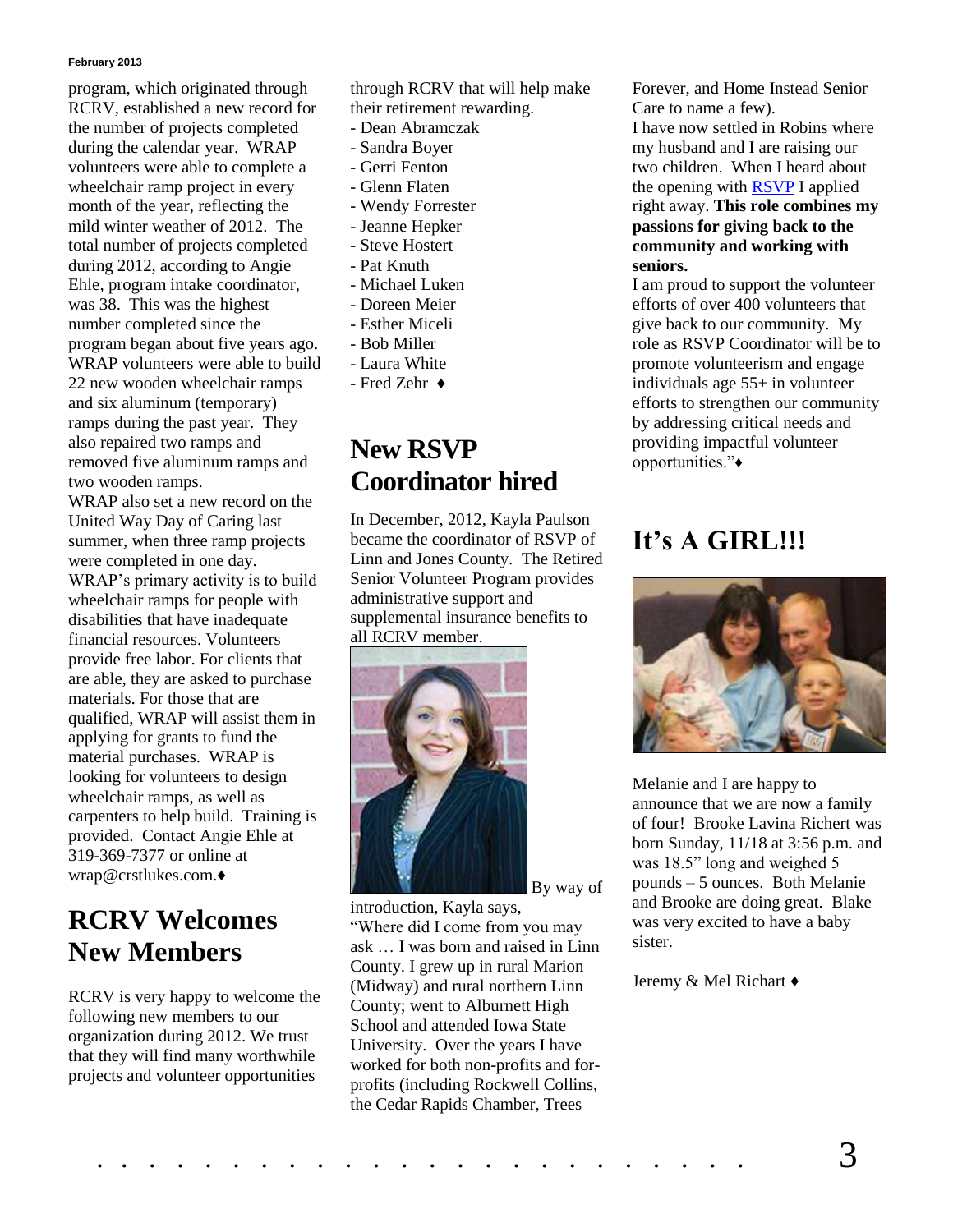program, which originated through RCRV, established a new record for the number of projects completed during the calendar year. WRAP volunteers were able to complete a wheelchair ramp project in every month of the year, reflecting the mild winter weather of 2012. The total number of projects completed during 2012, according to Angie Ehle, program intake coordinator, was 38. This was the highest number completed since the program began about five years ago. WRAP volunteers were able to build 22 new wooden wheelchair ramps and six aluminum (temporary) ramps during the past year. They also repaired two ramps and removed five aluminum ramps and two wooden ramps.

WRAP also set a new record on the United Way Day of Caring last summer, when three ramp projects were completed in one day.

WRAP's primary activity is to build wheelchair ramps for people with disabilities that have inadequate financial resources. Volunteers provide free labor. For clients that are able, they are asked to purchase materials. For those that are qualified, WRAP will assist them in applying for grants to fund the material purchases. WRAP is looking for volunteers to design wheelchair ramps, as well as carpenters to help build. Training is provided. Contact Angie Ehle at 319-369-7377 or online at wrap@crstlukes.com.♦

## RCRV Welcomes New Members

RCRV is very happy to welcome the following new members to our organization during 2012. We trust that they will find many worthwhile projects and volunteer opportunities through RCRV that will help make their retirement rewarding.

- Dean Abramczak
- Sandra Boyer
- Gerri Fenton
- Glenn Flaten
- Wendy Forrester
- Jeanne Hepker
- Steve Hostert
- Pat Knuth
- Michael Luken
- Doreen Meier
- Esther Miceli
- Bob Miller
- Laura White
- Fred Zehr ♦

## New RSVP Coordinator hired

In December, 2012, Kayla Paulson became the coordinator of RSVP of Linn and Jones County. The Retired Senior Volunteer Program provides administrative support and supplemental insurance benefits to all RCRV member.

By way of introduction, Kayla says, "Where did I come from you may ask … I was born and raised in Linn County. I grew up in rural Marion (Midway) and rural northern Linn County; went to Alburnett High School and attended Iowa State University. Over the years I have worked for both non-profits and for-profits (including Rockwell Collins, the Cedar Rapids Chamber, Trees Forever, and Home Instead Senior Care to name a few).

I have now settled in Robins where my husband and I are raising our two children. When I heard about the opening with RSVP I applied right away. **This role combines my passions for giving back to the community and working with seniors.**

I am proud to support the volunteer efforts of over 400 volunteers that give back to our community. My role as RSVP Coordinator will be to promote volunteerism and engage individuals age 55+ in volunteer efforts to strengthen our community by addressing critical needs and providing impactful volunteer opportunities."♦

## It's A GIRL!!!

Melanie and I are happy to announce that we are now a family of four! Brooke Lavina Richert was born Sunday, 11/18 at 3:56 p.m. and was 18.5" long and weighed 5 pounds – 5 ounces. Both Melanie and Brooke are doing great. Blake was very excited to have a baby sister.

Jeremy & Mel Richart ♦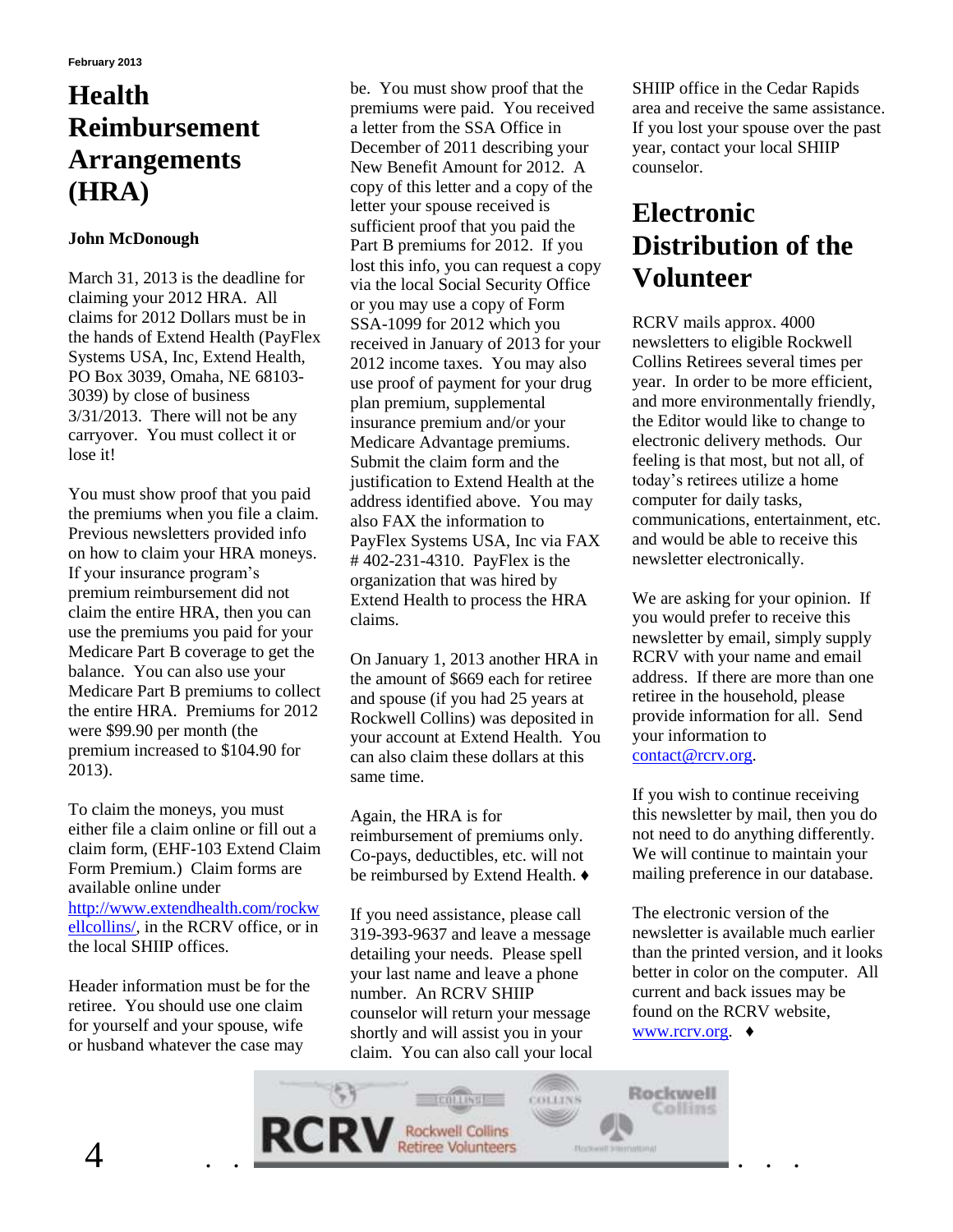# Health Reimbursement Arrangements (HRA)

**John McDonough**

March 31, 2013 is the deadline for claiming your 2012 HRA. All claims for 2012 Dollars must be in the hands of Extend Health (PayFlex Systems USA, Inc, Extend Health, PO Box 3039, Omaha, NE 68103-3039) by close of business 3/31/2013. There will not be any carryover. You must collect it or lose it!

You must show proof that you paid the premiums when you file a claim. Previous newsletters provided info on how to claim your HRA moneys. If your insurance program's premium reimbursement did not claim the entire HRA, then you can use the premiums you paid for your Medicare Part B coverage to get the balance. You can also use your Medicare Part B premiums to collect the entire HRA. Premiums for 2012 were $99.90 per month (the premium increased to $104.90 for 2013).

To claim the moneys, you must either file a claim online or fill out a claim form, (EHF-103 Extend Claim Form Premium.) Claim forms are available online under [http://www.extendhealth.com/rockwellcollins/](http://www.extendhealth.com/rockwellcollins/), in the RCRV office, or in the local SHIIP offices.

Header information must be for the retiree. You should use one claim for yourself and your spouse, wife or husband whatever the case may be. You must show proof that the premiums were paid. You received a letter from the SSA Office in December of 2011 describing your New Benefit Amount for 2012. A copy of this letter and a copy of the letter your spouse received is sufficient proof that you paid the Part B premiums for 2012. If you lost this info, you can request a copy via the local Social Security Office or you may use a copy of Form SSA-1099 for 2012 which you received in January of 2013 for your 2012 income taxes. You may also use proof of payment for your drug plan premium, supplemental insurance premium and/or your Medicare Advantage premiums. Submit the claim form and the justification to Extend Health at the address identified above. You may also FAX the information to PayFlex Systems USA, Inc via FAX # 402-231-4310. PayFlex is the organization that was hired by Extend Health to process the HRA claims.

On January 1, 2013 another HRA in the amount of $669 each for retiree and spouse (if you had 25 years at Rockwell Collins) was deposited in your account at Extend Health. You can also claim these dollars at this same time.

Again, the HRA is for reimbursement of premiums only. Co-pays, deductibles, etc. will not be reimbursed by Extend Health. ♦

If you need assistance, please call 319-393-9637 and leave a message detailing your needs. Please spell your last name and leave a phone number. An RCRV SHIIP counselor will return your message shortly and will assist you in your claim. You can also call your local SHIIP office in the Cedar Rapids area and receive the same assistance. If you lost your spouse over the past year, contact your local SHIIP counselor.

# Electronic Distribution of the Volunteer

RCRV mails approx. 4000 newsletters to eligible Rockwell Collins Retirees several times per year. In order to be more efficient, and more environmentally friendly, the Editor would like to change to electronic delivery methods. Our feeling is that most, but not all, of today's retirees utilize a home computer for daily tasks, communications, entertainment, etc. and would be able to receive this newsletter electronically.

We are asking for your opinion. If you would prefer to receive this newsletter by email, simply supply RCRV with your name and email address. If there are more than one retiree in the household, please provide information for all. Send your information to [contact@rcrv.org](mailto:contact@rcrv.org).

If you wish to continue receiving this newsletter by mail, then you do not need to do anything differently. We will continue to maintain your mailing preference in our database.

The electronic version of the newsletter is available much earlier than the printed version, and it looks better in color on the computer. All current and back issues may be found on the RCRV website, [www.rcrv.org](http://www.rcrv.org). ♦